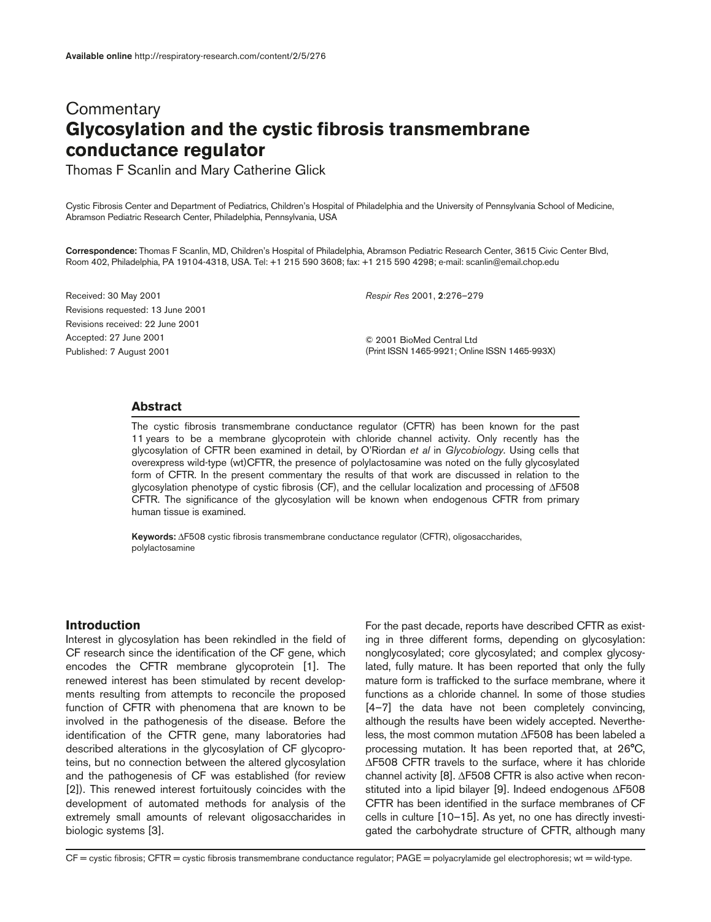Available online http://respiratory-research.com/content/2/5/276

Commentary

# Glycosylation and the cystic fibrosis transmembrane conductance regulator

Thomas F Scanlin and Mary Catherine Glick

Cystic Fibrosis Center and Department of Pediatrics, Children's Hospital of Philadelphia and the University of Pennsylvania School of Medicine, Abramson Pediatric Research Center, Philadelphia, Pennsylvania, USA

**Correspondence:** Thomas F Scanlin, MD, Children's Hospital of Philadelphia, Abramson Pediatric Research Center, 3615 Civic Center Blvd, Room 402, Philadelphia, PA 19104-4318, USA. Tel: +1 215 590 3608; fax: +1 215 590 4298; e-mail: scanlin@email.chop.edu

Received: 30 May 2001
Revisions requested: 13 June 2001
Revisions received: 22 June 2001
Accepted: 27 June 2001
Published: 7 August 2001

*Respir Res* 2001, **2**:276–279

© 2001 BioMed Central Ltd
(Print ISSN 1465-9921; Online ISSN 1465-993X)

## Abstract

The cystic fibrosis transmembrane conductance regulator (CFTR) has been known for the past 11 years to be a membrane glycoprotein with chloride channel activity. Only recently has the glycosylation of CFTR been examined in detail, by O'Riordan *et al* in *Glycobiology*. Using cells that overexpress wild-type (wt)CFTR, the presence of polylactosamine was noted on the fully glycosylated form of CFTR. In the present commentary the results of that work are discussed in relation to the glycosylation phenotype of cystic fibrosis (CF), and the cellular localization and processing of ΔF508 CFTR. The significance of the glycosylation will be known when endogenous CFTR from primary human tissue is examined.

**Keywords:** ΔF508 cystic fibrosis transmembrane conductance regulator (CFTR), oligosaccharides, polylactosamine

## Introduction

Interest in glycosylation has been rekindled in the field of CF research since the identification of the CF gene, which encodes the CFTR membrane glycoprotein [1]. The renewed interest has been stimulated by recent developments resulting from attempts to reconcile the proposed function of CFTR with phenomena that are known to be involved in the pathogenesis of the disease. Before the identification of the CFTR gene, many laboratories had described alterations in the glycosylation of CF glycoproteins, but no connection between the altered glycosylation and the pathogenesis of CF was established (for review [2]). This renewed interest fortuitously coincides with the development of automated methods for analysis of the extremely small amounts of relevant oligosaccharides in biologic systems [3].

For the past decade, reports have described CFTR as existing in three different forms, depending on glycosylation: nonglycosylated; core glycosylated; and complex glycosylated, fully mature. It has been reported that only the fully mature form is trafficked to the surface membrane, where it functions as a chloride channel. In some of those studies [4–7] the data have not been completely convincing, although the results have been widely accepted. Nevertheless, the most common mutation ΔF508 has been labeled a processing mutation. It has been reported that, at 26°C, ΔF508 CFTR travels to the surface, where it has chloride channel activity [8]. ΔF508 CFTR is also active when reconstituted into a lipid bilayer [9]. Indeed endogenous ΔF508 CFTR has been identified in the surface membranes of CF cells in culture [10–15]. As yet, no one has directly investigated the carbohydrate structure of CFTR, although many

CF = cystic fibrosis; CFTR = cystic fibrosis transmembrane conductance regulator; PAGE = polyacrylamide gel electrophoresis; wt = wild-type.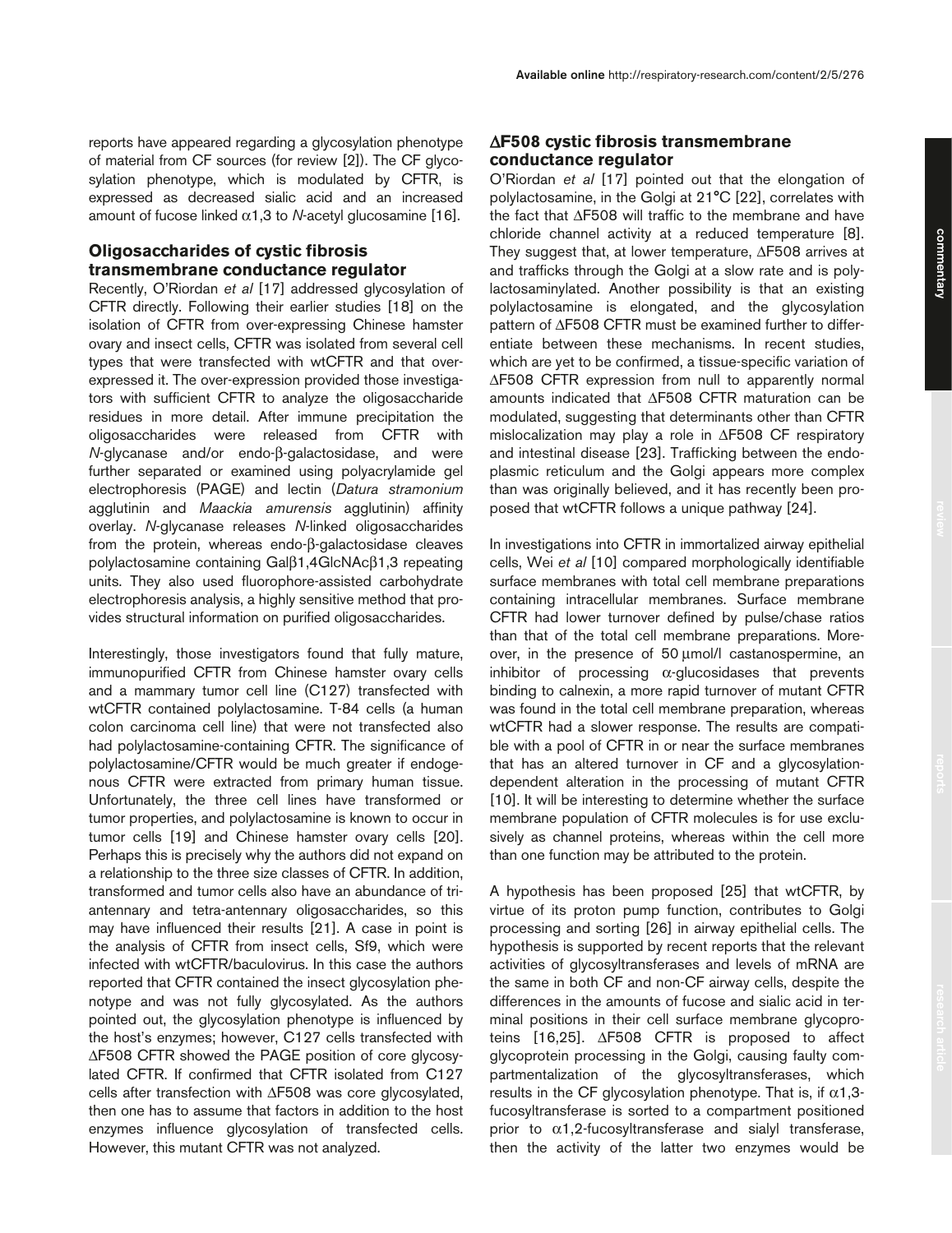reports have appeared regarding a glycosylation phenotype of material from CF sources (for review [2]). The CF glycosylation phenotype, which is modulated by CFTR, is expressed as decreased sialic acid and an increased amount of fucose linked $\alpha$1,3 to *N*-acetyl glucosamine [16].

## Oligosaccharides of cystic fibrosis transmembrane conductance regulator

Recently, O'Riordan *et al* [17] addressed glycosylation of CFTR directly. Following their earlier studies [18] on the isolation of CFTR from over-expressing Chinese hamster ovary and insect cells, CFTR was isolated from several cell types that were transfected with wtCFTR and that over-expressed it. The over-expression provided those investigators with sufficient CFTR to analyze the oligosaccharide residues in more detail. After immune precipitation the oligosaccharides were released from CFTR with *N*-glycanase and/or endo-$\beta$-galactosidase, and were further separated or examined using polyacrylamide gel electrophoresis (PAGE) and lectin (*Datura stramonium* agglutinin and *Maackia amurensis* agglutinin) affinity overlay. *N*-glycanase releases *N*-linked oligosaccharides from the protein, whereas endo-$\beta$-galactosidase cleaves polylactosamine containing Gal$\beta$1,4GlcNAc$\beta$1,3 repeating units. They also used fluorophore-assisted carbohydrate electrophoresis analysis, a highly sensitive method that provides structural information on purified oligosaccharides.

Interestingly, those investigators found that fully mature, immunopurified CFTR from Chinese hamster ovary cells and a mammary tumor cell line (C127) transfected with wtCFTR contained polylactosamine. T-84 cells (a human colon carcinoma cell line) that were not transfected also had polylactosamine-containing CFTR. The significance of polylactosamine/CFTR would be much greater if endogenous CFTR were extracted from primary human tissue. Unfortunately, the three cell lines have transformed or tumor properties, and polylactosamine is known to occur in tumor cells [19] and Chinese hamster ovary cells [20]. Perhaps this is precisely why the authors did not expand on a relationship to the three size classes of CFTR. In addition, transformed and tumor cells also have an abundance of tri-antennary and tetra-antennary oligosaccharides, so this may have influenced their results [21]. A case in point is the analysis of CFTR from insect cells, Sf9, which were infected with wtCFTR/baculovirus. In this case the authors reported that CFTR contained the insect glycosylation phenotype and was not fully glycosylated. As the authors pointed out, the glycosylation phenotype is influenced by the host's enzymes; however, C127 cells transfected with $\Delta$F508 CFTR showed the PAGE position of core glycosylated CFTR. If confirmed that CFTR isolated from C127 cells after transfection with $\Delta$F508 was core glycosylated, then one has to assume that factors in addition to the host enzymes influence glycosylation of transfected cells. However, this mutant CFTR was not analyzed.

## $\Delta$F508 cystic fibrosis transmembrane conductance regulator

O'Riordan *et al* [17] pointed out that the elongation of polylactosamine, in the Golgi at 21°C [22], correlates with the fact that $\Delta$F508 will traffic to the membrane and have chloride channel activity at a reduced temperature [8]. They suggest that, at lower temperature, $\Delta$F508 arrives at and trafficks through the Golgi at a slow rate and is polylactosaminylated. Another possibility is that an existing polylactosamine is elongated, and the glycosylation pattern of $\Delta$F508 CFTR must be examined further to differentiate between these mechanisms. In recent studies, which are yet to be confirmed, a tissue-specific variation of $\Delta$F508 CFTR expression from null to apparently normal amounts indicated that $\Delta$F508 CFTR maturation can be modulated, suggesting that determinants other than CFTR mislocalization may play a role in $\Delta$F508 CF respiratory and intestinal disease [23]. Trafficking between the endoplasmic reticulum and the Golgi appears more complex than was originally believed, and it has recently been proposed that wtCFTR follows a unique pathway [24].

In investigations into CFTR in immortalized airway epithelial cells, Wei *et al* [10] compared morphologically identifiable surface membranes with total cell membrane preparations containing intracellular membranes. Surface membrane CFTR had lower turnover defined by pulse/chase ratios than that of the total cell membrane preparations. Moreover, in the presence of 50 μmol/l castanospermine, an inhibitor of processing $\alpha$-glucosidases that prevents binding to calnexin, a more rapid turnover of mutant CFTR was found in the total cell membrane preparation, whereas wtCFTR had a slower response. The results are compatible with a pool of CFTR in or near the surface membranes that has an altered turnover in CF and a glycosylation-dependent alteration in the processing of mutant CFTR [10]. It will be interesting to determine whether the surface membrane population of CFTR molecules is for use exclusively as channel proteins, whereas within the cell more than one function may be attributed to the protein.

A hypothesis has been proposed [25] that wtCFTR, by virtue of its proton pump function, contributes to Golgi processing and sorting [26] in airway epithelial cells. The hypothesis is supported by recent reports that the relevant activities of glycosyltransferases and levels of mRNA are the same in both CF and non-CF airway cells, despite the differences in the amounts of fucose and sialic acid in terminal positions in their cell surface membrane glycoproteins [16,25]. $\Delta$F508 CFTR is proposed to affect glycoprotein processing in the Golgi, causing faulty compartmentalization of the glycosyltransferases, which results in the CF glycosylation phenotype. That is, if $\alpha$1,3-fucosyltransferase is sorted to a compartment positioned prior to $\alpha$1,2-fucosyltransferase and sialyl transferase, then the activity of the latter two enzymes would be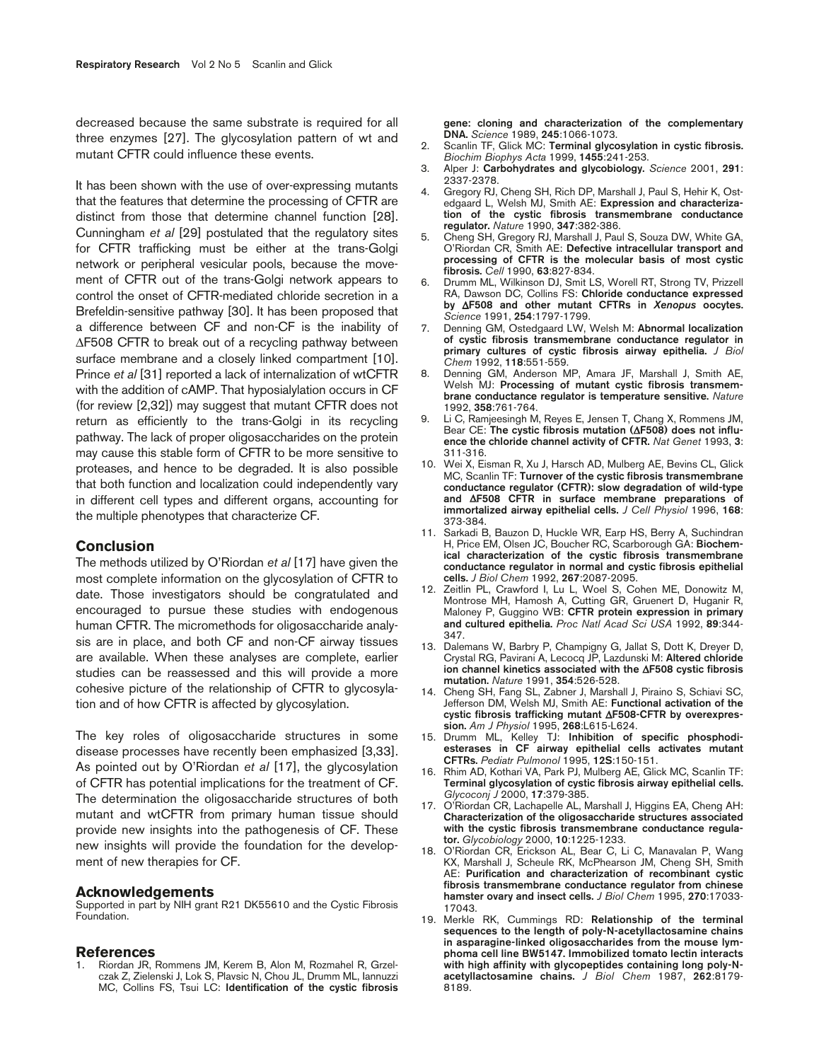decreased because the same substrate is required for all three enzymes [27]. The glycosylation pattern of wt and mutant CFTR could influence these events.

It has been shown with the use of over-expressing mutants that the features that determine the processing of CFTR are distinct from those that determine channel function [28]. Cunningham *et al* [29] postulated that the regulatory sites for CFTR trafficking must be either at the trans-Golgi network or peripheral vesicular pools, because the movement of CFTR out of the trans-Golgi network appears to control the onset of CFTR-mediated chloride secretion in a Brefeldin-sensitive pathway [30]. It has been proposed that a difference between CF and non-CF is the inability of ΔF508 CFTR to break out of a recycling pathway between surface membrane and a closely linked compartment [10]. Prince *et al* [31] reported a lack of internalization of wtCFTR with the addition of cAMP. That hyposialylation occurs in CF (for review [2,32]) may suggest that mutant CFTR does not return as efficiently to the trans-Golgi in its recycling pathway. The lack of proper oligosaccharides on the protein may cause this stable form of CFTR to be more sensitive to proteases, and hence to be degraded. It is also possible that both function and localization could independently vary in different cell types and different organs, accounting for the multiple phenotypes that characterize CF.

## Conclusion

The methods utilized by O'Riordan *et al* [17] have given the most complete information on the glycosylation of CFTR to date. Those investigators should be congratulated and encouraged to pursue these studies with endogenous human CFTR. The micromethods for oligosaccharide analysis are in place, and both CF and non-CF airway tissues are available. When these analyses are complete, earlier studies can be reassessed and this will provide a more cohesive picture of the relationship of CFTR to glycosylation and of how CFTR is affected by glycosylation.

The key roles of oligosaccharide structures in some disease processes have recently been emphasized [3,33]. As pointed out by O'Riordan *et al* [17], the glycosylation of CFTR has potential implications for the treatment of CF. The determination the oligosaccharide structures of both mutant and wtCFTR from primary human tissue should provide new insights into the pathogenesis of CF. These new insights will provide the foundation for the development of new therapies for CF.

## Acknowledgements

Supported in part by NIH grant R21 DK55610 and the Cystic Fibrosis Foundation.

## References

1. Riordan JR, Rommens JM, Kerem B, Alon M, Rozmahel R, Grzelczak Z, Zielenski J, Lok S, Plavsic N, Chou JL, Drumm ML, Iannuzzi MC, Collins FS, Tsui LC: **Identification of the cystic fibrosis gene: cloning and characterization of the complementary DNA.** *Science* 1989, **245**:1066-1073.
2. Scanlin TF, Glick MC: **Terminal glycosylation in cystic fibrosis.** *Biochim Biophys Acta* 1999, **1455**:241-253.
3. Alper J: **Carbohydrates and glycobiology.** *Science* 2001, **291**: 2337-2378.
4. Gregory RJ, Cheng SH, Rich DP, Marshall J, Paul S, Hehir K, Ostedgaard L, Welsh MJ, Smith AE: **Expression and characterization of the cystic fibrosis transmembrane conductance regulator.** *Nature* 1990, **347**:382-386.
5. Cheng SH, Gregory RJ, Marshall J, Paul S, Souza DW, White GA, O'Riordan CR, Smith AE: **Defective intracellular transport and processing of CFTR is the molecular basis of most cystic fibrosis.** *Cell* 1990, **63**:827-834.
6. Drumm ML, Wilkinson DJ, Smit LS, Worell RT, Strong TV, Prizzell RA, Dawson DC, Collins FS: **Chloride conductance expressed by ΔF508 and other mutant CFTRs in *Xenopus* oocytes.** *Science* 1991, **254**:1797-1799.
7. Denning GM, Ostedgaard LW, Welsh M: **Abnormal localization of cystic fibrosis transmembrane conductance regulator in primary cultures of cystic fibrosis airway epithelia.** *J Biol Chem* 1992, **118**:551-559.
8. Denning GM, Anderson MP, Amara JF, Marshall J, Smith AE, Welsh MJ: **Processing of mutant cystic fibrosis transmembrane conductance regulator is temperature sensitive.** *Nature* 1992, **358**:761-764.
9. Li C, Ramjeesingh M, Reyes E, Jensen T, Chang X, Rommens JM, Bear CE: **The cystic fibrosis mutation (ΔF508) does not influence the chloride channel activity of CFTR.** *Nat Genet* 1993, **3**: 311-316.
10. Wei X, Eisman R, Xu J, Harsch AD, Mulberg AE, Bevins CL, Glick MC, Scanlin TF: **Turnover of the cystic fibrosis transmembrane conductance regulator (CFTR): slow degradation of wild-type and ΔF508 CFTR in surface membrane preparations of immortalized airway epithelial cells.** *J Cell Physiol* 1996, **168**: 373-384.
11. Sarkadi B, Bauzon D, Huckle WR, Earp HS, Berry A, Suchindran H, Price EM, Olsen JC, Boucher RC, Scarborough GA: **Biochemical characterization of the cystic fibrosis transmembrane conductance regulator in normal and cystic fibrosis epithelial cells.** *J Biol Chem* 1992, **267**:2087-2095.
12. Zeitlin PL, Crawford I, Lu L, Woel S, Cohen ME, Donowitz M, Montrose MH, Hamosh A, Cutting GR, Gruenert D, Huganir R, Maloney P, Guggino WB: **CFTR protein expression in primary and cultured epithelia.** *Proc Natl Acad Sci USA* 1992, **89**:344-347.
13. Dalemans W, Barbry P, Champigny G, Jallat S, Dott K, Dreyer D, Crystal RG, Pavirani A, Lecocq JP, Lazdunski M: **Altered chloride ion channel kinetics associated with the ΔF508 cystic fibrosis mutation.** *Nature* 1991, **354**:526-528.
14. Cheng SH, Fang SL, Zabner J, Marshall J, Piraino S, Schiavi SC, Jefferson DM, Welsh MJ, Smith AE: **Functional activation of the cystic fibrosis trafficking mutant ΔF508-CFTR by overexpression.** *Am J Physiol* 1995, **268**:L615-L624.
15. Drumm ML, Kelley TJ: **Inhibition of specific phosphodiesterases in CF airway epithelial cells activates mutant CFTRs.** *Pediatr Pulmonol* 1995, **12S**:150-151.
16. Rhim AD, Kothari VA, Park PJ, Mulberg AE, Glick MC, Scanlin TF: **Terminal glycosylation of cystic fibrosis airway epithelial cells.** *Glycoconj J* 2000, **17**:379-385.
17. O'Riordan CR, Lachapelle AL, Marshall J, Higgins EA, Cheng AH: **Characterization of the oligosaccharide structures associated with the cystic fibrosis transmembrane conductance regulator.** *Glycobiology* 2000, **10**:1225-1233.
18. O'Riordan CR, Erickson AL, Bear C, Li C, Manavalan P, Wang KX, Marshall J, Scheule RK, McPhearson JM, Cheng SH, Smith AE: **Purification and characterization of recombinant cystic fibrosis transmembrane conductance regulator from chinese hamster ovary and insect cells.** *J Biol Chem* 1995, **270**:17033-17043.
19. Merkle RK, Cummings RD: **Relationship of the terminal sequences to the length of poly-N-acetyllactosamine chains in asparagine-linked oligosaccharides from the mouse lymphoma cell line BW5147. Immobilized tomato lectin interacts with high affinity with glycopeptides containing long poly-N-acetyllactosamine chains.** *J Biol Chem* 1987, **262**:8179-8189.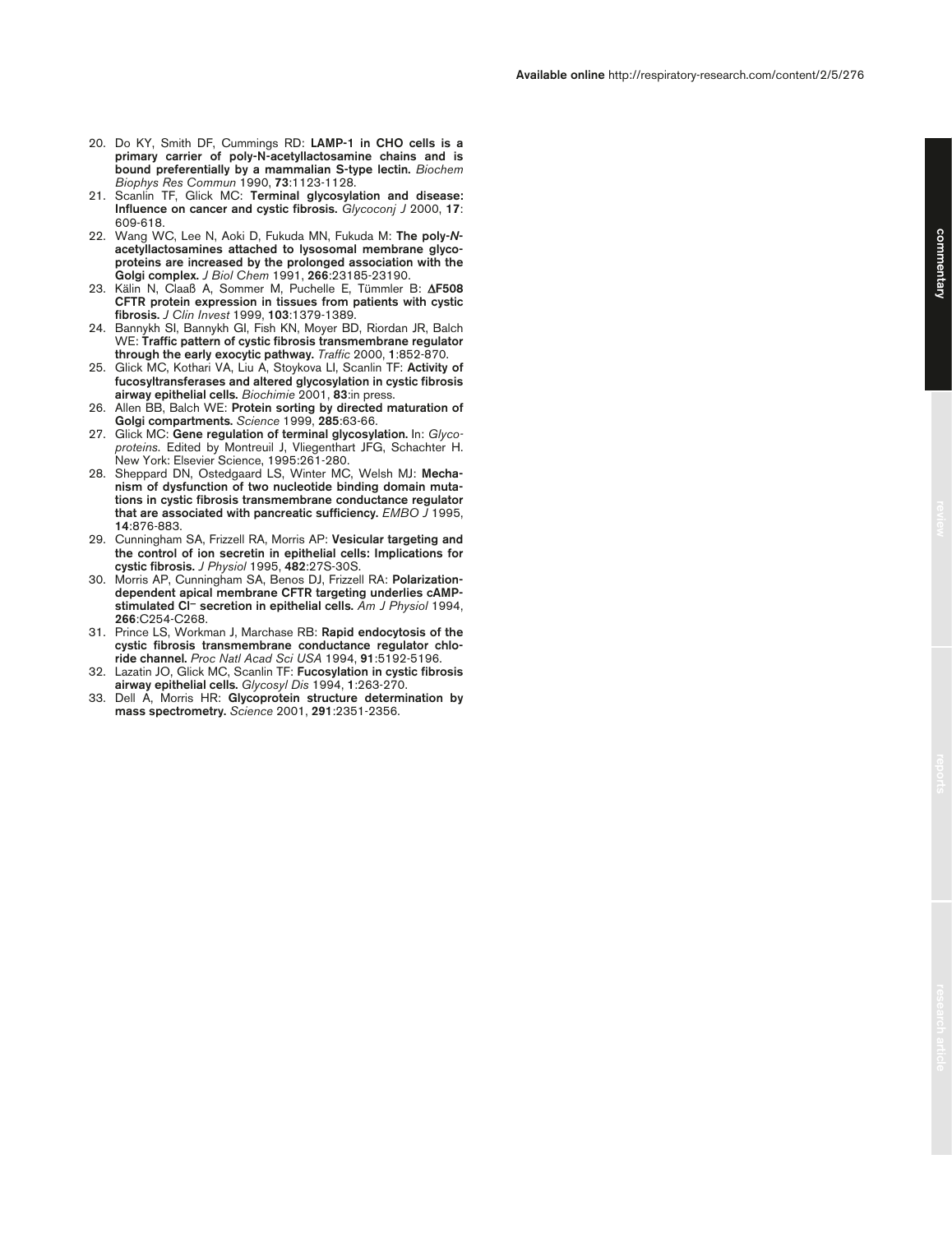20. Do KY, Smith DF, Cummings RD: **LAMP-1 in CHO cells is a primary carrier of poly-N-acetyllactosamine chains and is bound preferentially by a mammalian S-type lectin.** *Biochem Biophys Res Commun* 1990, **73**:1123-1128.
21. Scanlin TF, Glick MC: **Terminal glycosylation and disease: Influence on cancer and cystic fibrosis.** *Glycoconj J* 2000, **17**: 609-618.
22. Wang WC, Lee N, Aoki D, Fukuda MN, Fukuda M: **The poly-*N*-acetyllactosamines attached to lysosomal membrane glycoproteins are increased by the prolonged association with the Golgi complex.** *J Biol Chem* 1991, **266**:23185-23190.
23. Kälin N, Claaß A, Sommer M, Puchelle E, Tümmler B: **ΔF508 CFTR protein expression in tissues from patients with cystic fibrosis.** *J Clin Invest* 1999, **103**:1379-1389.
24. Bannykh SI, Bannykh GI, Fish KN, Moyer BD, Riordan JR, Balch WE: **Traffic pattern of cystic fibrosis transmembrane regulator through the early exocytic pathway.** *Traffic* 2000, **1**:852-870.
25. Glick MC, Kothari VA, Liu A, Stoykova LI, Scanlin TF: **Activity of fucosyltransferases and altered glycosylation in cystic fibrosis airway epithelial cells.** *Biochimie* 2001, **83**:in press.
26. Allen BB, Balch WE: **Protein sorting by directed maturation of Golgi compartments.** *Science* 1999, **285**:63-66.
27. Glick MC: **Gene regulation of terminal glycosylation.** In: *Glycoproteins*. Edited by Montreuil J, Vliegenthart JFG, Schachter H. New York: Elsevier Science, 1995:261-280.
28. Sheppard DN, Ostedgaard LS, Winter MC, Welsh MJ: **Mechanism of dysfunction of two nucleotide binding domain mutations in cystic fibrosis transmembrane conductance regulator that are associated with pancreatic sufficiency.** *EMBO J* 1995, **14**:876-883.
29. Cunningham SA, Frizzell RA, Morris AP: **Vesicular targeting and the control of ion secretin in epithelial cells: Implications for cystic fibrosis.** *J Physiol* 1995, **482**:27S-30S.
30. Morris AP, Cunningham SA, Benos DJ, Frizzell RA: **Polarization-dependent apical membrane CFTR targeting underlies cAMP-stimulated Cl$^-$ secretion in epithelial cells.** *Am J Physiol* 1994, **266**:C254-C268.
31. Prince LS, Workman J, Marchase RB: **Rapid endocytosis of the cystic fibrosis transmembrane conductance regulator chloride channel.** *Proc Natl Acad Sci USA* 1994, **91**:5192-5196.
32. Lazatin JO, Glick MC, Scanlin TF: **Fucosylation in cystic fibrosis airway epithelial cells.** *Glycosyl Dis* 1994, **1**:263-270.
33. Dell A, Morris HR: **Glycoprotein structure determination by mass spectrometry.** *Science* 2001, **291**:2351-2356.